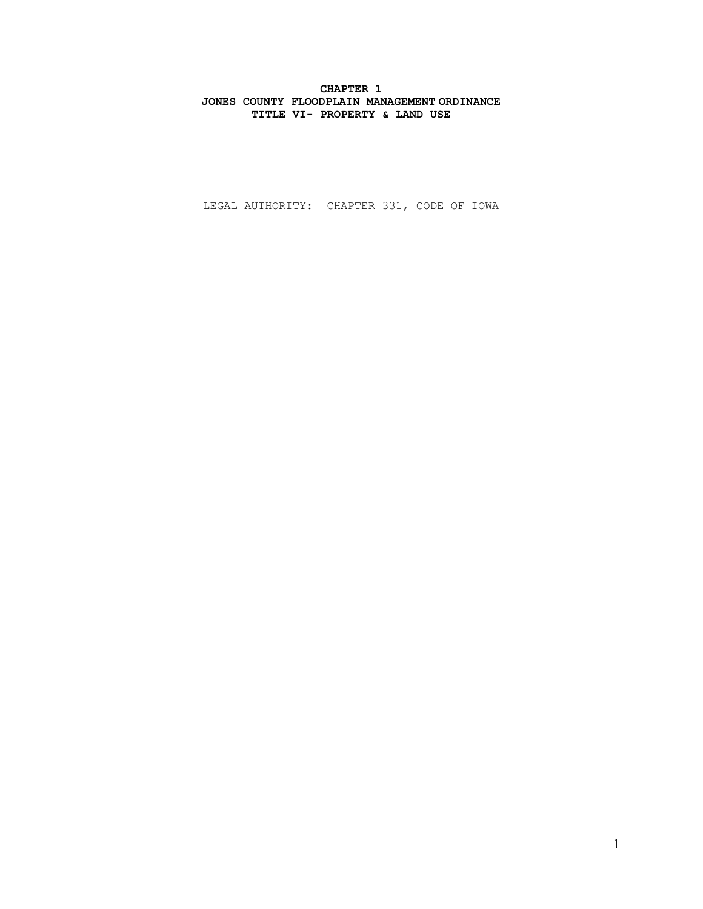# CHAPTER 1
# JONES COUNTY FLOODPLAIN MANAGEMENT ORDINANCE
# TITLE VI- PROPERTY & LAND USE

LEGAL AUTHORITY: CHAPTER 331, CODE OF IOWA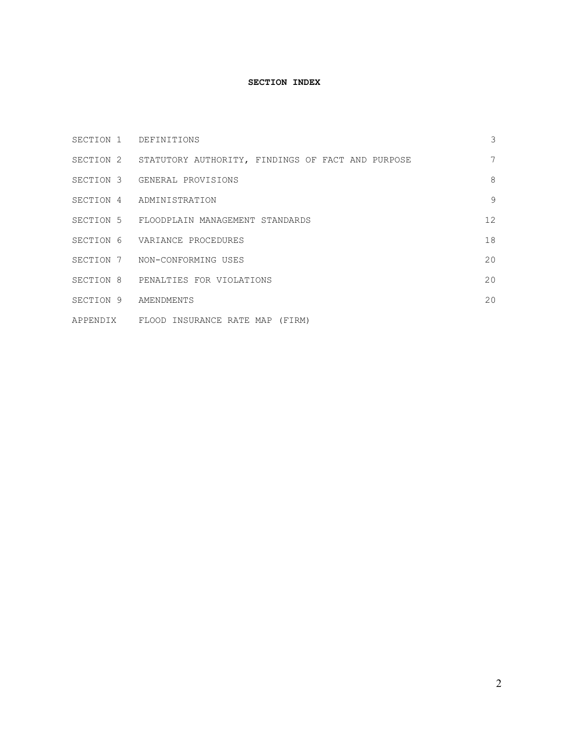**SECTION INDEX**

| | | |
|---|---|---|
| SECTION 1 | DEFINITIONS | 3 |
| SECTION 2 | STATUTORY AUTHORITY, FINDINGS OF FACT AND PURPOSE | 7 |
| SECTION 3 | GENERAL PROVISIONS | 8 |
| SECTION 4 | ADMINISTRATION | 9 |
| SECTION 5 | FLOODPLAIN MANAGEMENT STANDARDS | 12 |
| SECTION 6 | VARIANCE PROCEDURES | 18 |
| SECTION 7 | NON-CONFORMING USES | 20 |
| SECTION 8 | PENALTIES FOR VIOLATIONS | 20 |
| SECTION 9 | AMENDMENTS | 20 |
| APPENDIX | FLOOD INSURANCE RATE MAP (FIRM) | |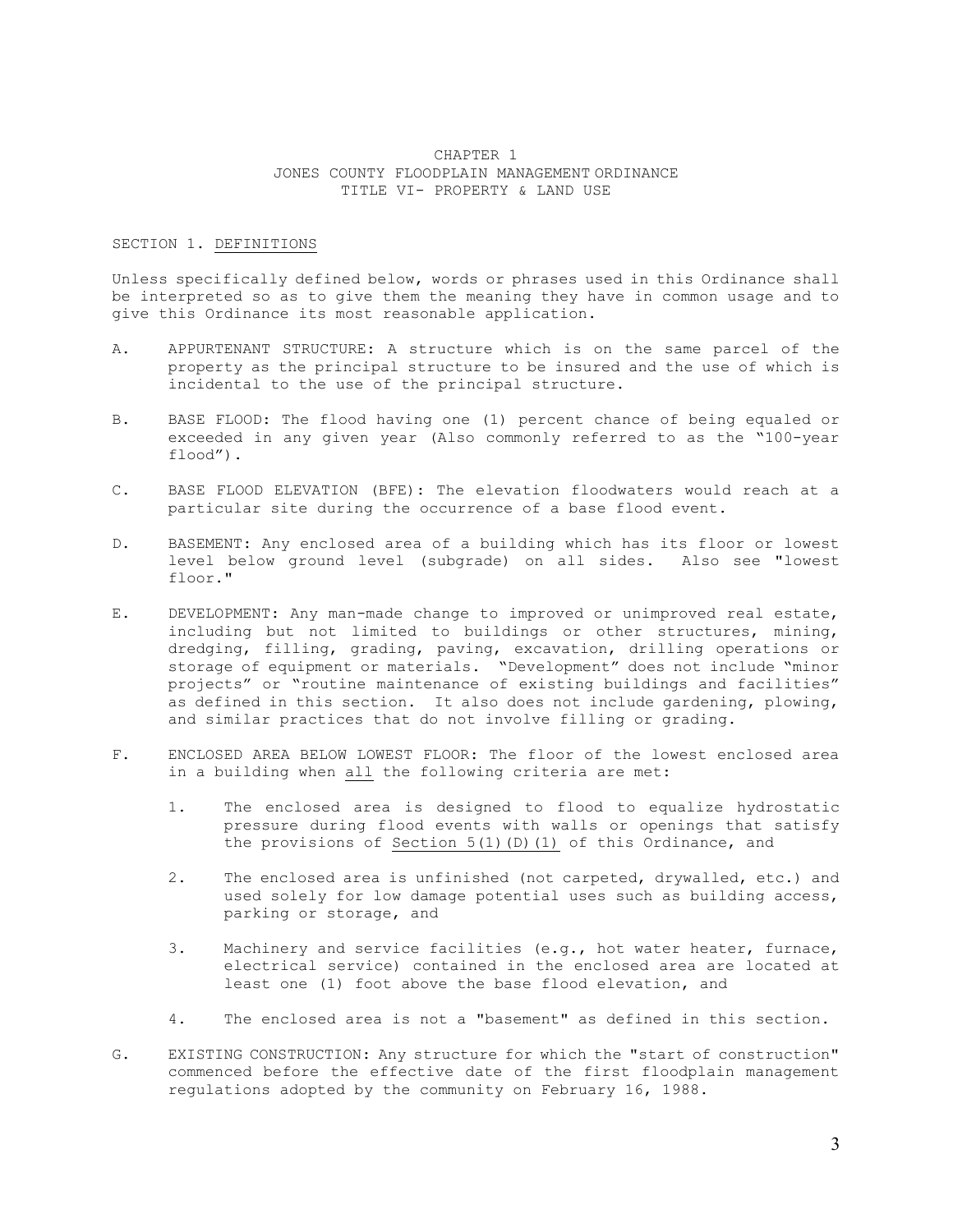# CHAPTER 1
## JONES COUNTY FLOODPLAIN MANAGEMENT ORDINANCE
## TITLE VI- PROPERTY & LAND USE

### SECTION 1. DEFINITIONS

Unless specifically defined below, words or phrases used in this Ordinance shall be interpreted so as to give them the meaning they have in common usage and to give this Ordinance its most reasonable application.

A. APPURTENANT STRUCTURE: A structure which is on the same parcel of the property as the principal structure to be insured and the use of which is incidental to the use of the principal structure.

B. BASE FLOOD: The flood having one (1) percent chance of being equaled or exceeded in any given year (Also commonly referred to as the "100-year flood").

C. BASE FLOOD ELEVATION (BFE): The elevation floodwaters would reach at a particular site during the occurrence of a base flood event.

D. BASEMENT: Any enclosed area of a building which has its floor or lowest level below ground level (subgrade) on all sides. Also see "lowest floor."

E. DEVELOPMENT: Any man-made change to improved or unimproved real estate, including but not limited to buildings or other structures, mining, dredging, filling, grading, paving, excavation, drilling operations or storage of equipment or materials. "Development" does not include "minor projects" or "routine maintenance of existing buildings and facilities" as defined in this section. It also does not include gardening, plowing, and similar practices that do not involve filling or grading.

F. ENCLOSED AREA BELOW LOWEST FLOOR: The floor of the lowest enclosed area in a building when all the following criteria are met:

   1. The enclosed area is designed to flood to equalize hydrostatic pressure during flood events with walls or openings that satisfy the provisions of Section 5(1)(D)(1) of this Ordinance, and

   2. The enclosed area is unfinished (not carpeted, drywalled, etc.) and used solely for low damage potential uses such as building access, parking or storage, and

   3. Machinery and service facilities (e.g., hot water heater, furnace, electrical service) contained in the enclosed area are located at least one (1) foot above the base flood elevation, and

   4. The enclosed area is not a "basement" as defined in this section.

G. EXISTING CONSTRUCTION: Any structure for which the "start of construction" commenced before the effective date of the first floodplain management regulations adopted by the community on February 16, 1988.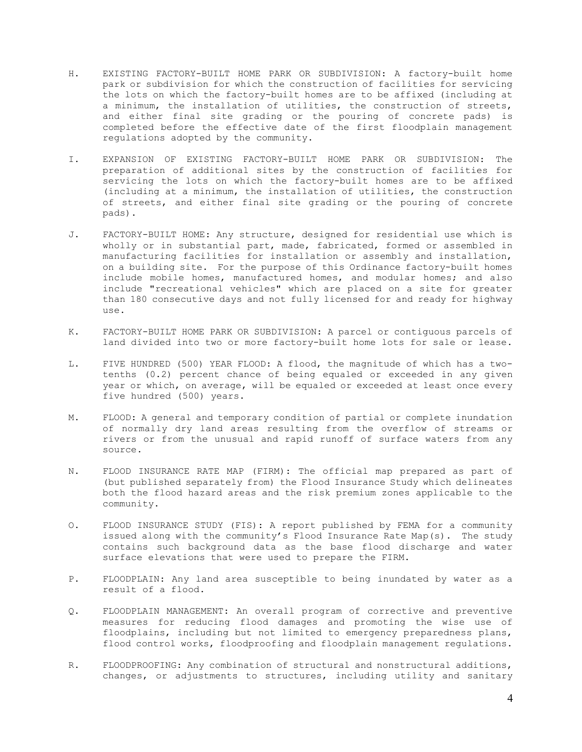H. EXISTING FACTORY-BUILT HOME PARK OR SUBDIVISION: A factory-built home park or subdivision for which the construction of facilities for servicing the lots on which the factory-built homes are to be affixed (including at a minimum, the installation of utilities, the construction of streets, and either final site grading or the pouring of concrete pads) is completed before the effective date of the first floodplain management regulations adopted by the community.

I. EXPANSION OF EXISTING FACTORY-BUILT HOME PARK OR SUBDIVISION: The preparation of additional sites by the construction of facilities for servicing the lots on which the factory-built homes are to be affixed (including at a minimum, the installation of utilities, the construction of streets, and either final site grading or the pouring of concrete pads).

J. FACTORY-BUILT HOME: Any structure, designed for residential use which is wholly or in substantial part, made, fabricated, formed or assembled in manufacturing facilities for installation or assembly and installation, on a building site. For the purpose of this Ordinance factory-built homes include mobile homes, manufactured homes, and modular homes; and also include "recreational vehicles" which are placed on a site for greater than 180 consecutive days and not fully licensed for and ready for highway use.

K. FACTORY-BUILT HOME PARK OR SUBDIVISION: A parcel or contiguous parcels of land divided into two or more factory-built home lots for sale or lease.

L. FIVE HUNDRED (500) YEAR FLOOD: A flood, the magnitude of which has a two-tenths (0.2) percent chance of being equaled or exceeded in any given year or which, on average, will be equaled or exceeded at least once every five hundred (500) years.

M. FLOOD: A general and temporary condition of partial or complete inundation of normally dry land areas resulting from the overflow of streams or rivers or from the unusual and rapid runoff of surface waters from any source.

N. FLOOD INSURANCE RATE MAP (FIRM): The official map prepared as part of (but published separately from) the Flood Insurance Study which delineates both the flood hazard areas and the risk premium zones applicable to the community.

O. FLOOD INSURANCE STUDY (FIS): A report published by FEMA for a community issued along with the community's Flood Insurance Rate Map(s). The study contains such background data as the base flood discharge and water surface elevations that were used to prepare the FIRM.

P. FLOODPLAIN: Any land area susceptible to being inundated by water as a result of a flood.

Q. FLOODPLAIN MANAGEMENT: An overall program of corrective and preventive measures for reducing flood damages and promoting the wise use of floodplains, including but not limited to emergency preparedness plans, flood control works, floodproofing and floodplain management regulations.

R. FLOODPROOFING: Any combination of structural and nonstructural additions, changes, or adjustments to structures, including utility and sanitary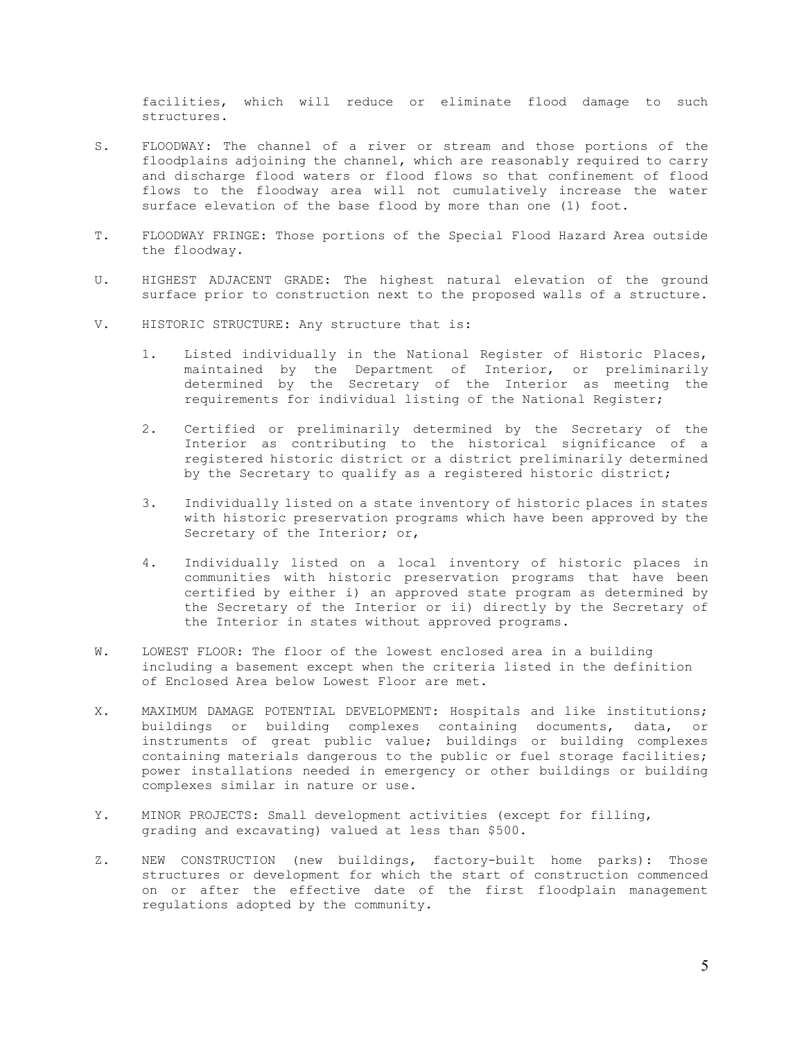facilities, which will reduce or eliminate flood damage to such structures.

S. FLOODWAY: The channel of a river or stream and those portions of the floodplains adjoining the channel, which are reasonably required to carry and discharge flood waters or flood flows so that confinement of flood flows to the floodway area will not cumulatively increase the water surface elevation of the base flood by more than one (1) foot.

T. FLOODWAY FRINGE: Those portions of the Special Flood Hazard Area outside the floodway.

U. HIGHEST ADJACENT GRADE: The highest natural elevation of the ground surface prior to construction next to the proposed walls of a structure.

V. HISTORIC STRUCTURE: Any structure that is:

1. Listed individually in the National Register of Historic Places, maintained by the Department of Interior, or preliminarily determined by the Secretary of the Interior as meeting the requirements for individual listing of the National Register;

2. Certified or preliminarily determined by the Secretary of the Interior as contributing to the historical significance of a registered historic district or a district preliminarily determined by the Secretary to qualify as a registered historic district;

3. Individually listed on a state inventory of historic places in states with historic preservation programs which have been approved by the Secretary of the Interior; or,

4. Individually listed on a local inventory of historic places in communities with historic preservation programs that have been certified by either i) an approved state program as determined by the Secretary of the Interior or ii) directly by the Secretary of the Interior in states without approved programs.

W. LOWEST FLOOR: The floor of the lowest enclosed area in a building including a basement except when the criteria listed in the definition of Enclosed Area below Lowest Floor are met.

X. MAXIMUM DAMAGE POTENTIAL DEVELOPMENT: Hospitals and like institutions; buildings or building complexes containing documents, data, or instruments of great public value; buildings or building complexes containing materials dangerous to the public or fuel storage facilities; power installations needed in emergency or other buildings or building complexes similar in nature or use.

Y. MINOR PROJECTS: Small development activities (except for filling, grading and excavating) valued at less than $500.

Z. NEW CONSTRUCTION (new buildings, factory-built home parks): Those structures or development for which the start of construction commenced on or after the effective date of the first floodplain management regulations adopted by the community.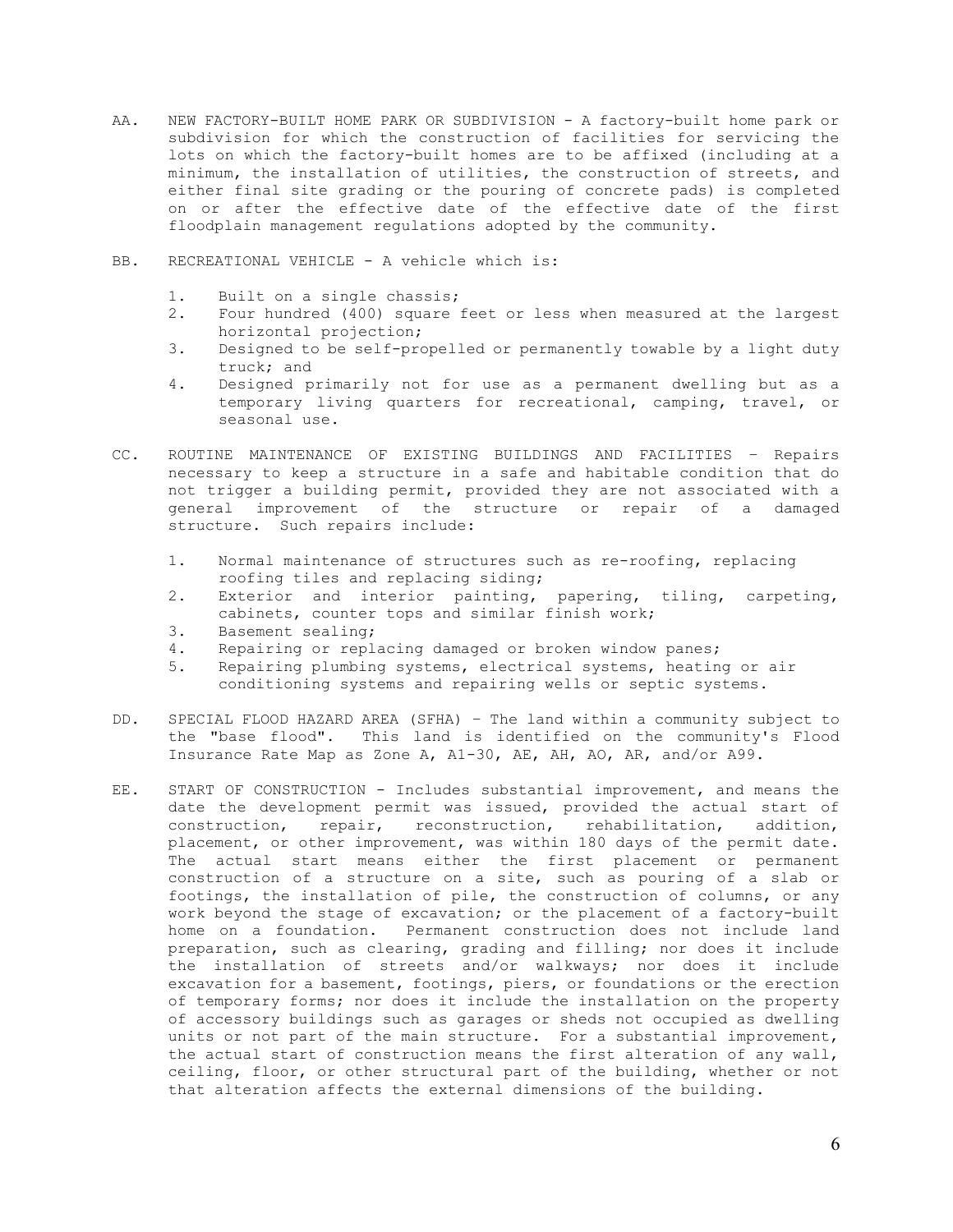AA. NEW FACTORY-BUILT HOME PARK OR SUBDIVISION - A factory-built home park or subdivision for which the construction of facilities for servicing the lots on which the factory-built homes are to be affixed (including at a minimum, the installation of utilities, the construction of streets, and either final site grading or the pouring of concrete pads) is completed on or after the effective date of the effective date of the first floodplain management regulations adopted by the community.

BB. RECREATIONAL VEHICLE - A vehicle which is:

1. Built on a single chassis;
2. Four hundred (400) square feet or less when measured at the largest horizontal projection;
3. Designed to be self-propelled or permanently towable by a light duty truck; and
4. Designed primarily not for use as a permanent dwelling but as a temporary living quarters for recreational, camping, travel, or seasonal use.

CC. ROUTINE MAINTENANCE OF EXISTING BUILDINGS AND FACILITIES – Repairs necessary to keep a structure in a safe and habitable condition that do not trigger a building permit, provided they are not associated with a general improvement of the structure or repair of a damaged structure. Such repairs include:

1. Normal maintenance of structures such as re-roofing, replacing roofing tiles and replacing siding;
2. Exterior and interior painting, papering, tiling, carpeting, cabinets, counter tops and similar finish work;
3. Basement sealing;
4. Repairing or replacing damaged or broken window panes;
5. Repairing plumbing systems, electrical systems, heating or air conditioning systems and repairing wells or septic systems.

DD. SPECIAL FLOOD HAZARD AREA (SFHA) – The land within a community subject to the "base flood". This land is identified on the community's Flood Insurance Rate Map as Zone A, A1-30, AE, AH, AO, AR, and/or A99.

EE. START OF CONSTRUCTION - Includes substantial improvement, and means the date the development permit was issued, provided the actual start of construction, repair, reconstruction, rehabilitation, addition, placement, or other improvement, was within 180 days of the permit date. The actual start means either the first placement or permanent construction of a structure on a site, such as pouring of a slab or footings, the installation of pile, the construction of columns, or any work beyond the stage of excavation; or the placement of a factory-built home on a foundation. Permanent construction does not include land preparation, such as clearing, grading and filling; nor does it include the installation of streets and/or walkways; nor does it include excavation for a basement, footings, piers, or foundations or the erection of temporary forms; nor does it include the installation on the property of accessory buildings such as garages or sheds not occupied as dwelling units or not part of the main structure. For a substantial improvement, the actual start of construction means the first alteration of any wall, ceiling, floor, or other structural part of the building, whether or not that alteration affects the external dimensions of the building.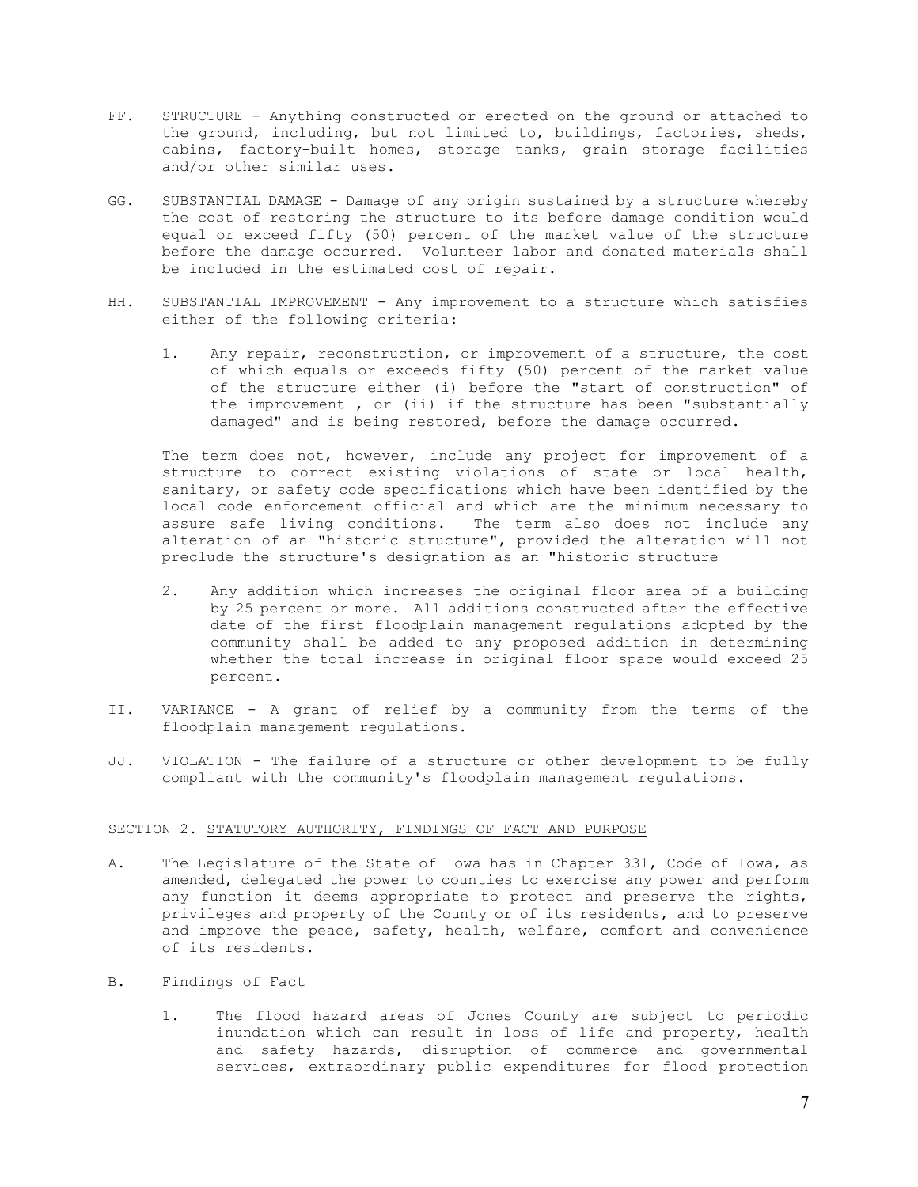FF. STRUCTURE - Anything constructed or erected on the ground or attached to the ground, including, but not limited to, buildings, factories, sheds, cabins, factory-built homes, storage tanks, grain storage facilities and/or other similar uses.

GG. SUBSTANTIAL DAMAGE - Damage of any origin sustained by a structure whereby the cost of restoring the structure to its before damage condition would equal or exceed fifty (50) percent of the market value of the structure before the damage occurred. Volunteer labor and donated materials shall be included in the estimated cost of repair.

HH. SUBSTANTIAL IMPROVEMENT - Any improvement to a structure which satisfies either of the following criteria:

1. Any repair, reconstruction, or improvement of a structure, the cost of which equals or exceeds fifty (50) percent of the market value of the structure either (i) before the "start of construction" of the improvement , or (ii) if the structure has been "substantially damaged" and is being restored, before the damage occurred.

   The term does not, however, include any project for improvement of a structure to correct existing violations of state or local health, sanitary, or safety code specifications which have been identified by the local code enforcement official and which are the minimum necessary to assure safe living conditions. The term also does not include any alteration of an "historic structure", provided the alteration will not preclude the structure's designation as an "historic structure

2. Any addition which increases the original floor area of a building by 25 percent or more. All additions constructed after the effective date of the first floodplain management regulations adopted by the community shall be added to any proposed addition in determining whether the total increase in original floor space would exceed 25 percent.

II. VARIANCE - A grant of relief by a community from the terms of the floodplain management regulations.

JJ. VIOLATION - The failure of a structure or other development to be fully compliant with the community's floodplain management regulations.

SECTION 2. STATUTORY AUTHORITY, FINDINGS OF FACT AND PURPOSE

A. The Legislature of the State of Iowa has in Chapter 331, Code of Iowa, as amended, delegated the power to counties to exercise any power and perform any function it deems appropriate to protect and preserve the rights, privileges and property of the County or of its residents, and to preserve and improve the peace, safety, health, welfare, comfort and convenience of its residents.

B. Findings of Fact

1. The flood hazard areas of Jones County are subject to periodic inundation which can result in loss of life and property, health and safety hazards, disruption of commerce and governmental services, extraordinary public expenditures for flood protection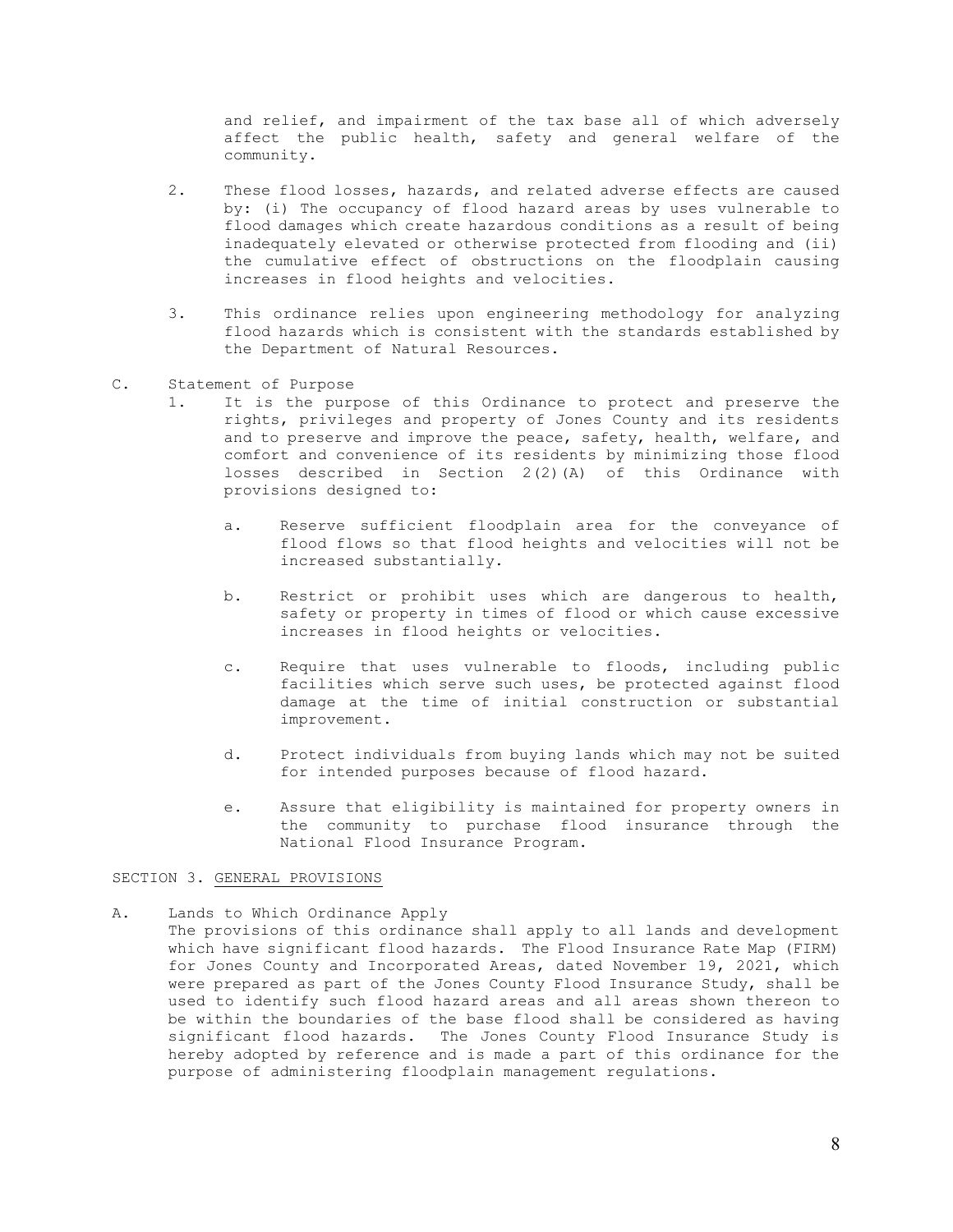and relief, and impairment of the tax base all of which adversely affect the public health, safety and general welfare of the community.

2. These flood losses, hazards, and related adverse effects are caused by: (i) The occupancy of flood hazard areas by uses vulnerable to flood damages which create hazardous conditions as a result of being inadequately elevated or otherwise protected from flooding and (ii) the cumulative effect of obstructions on the floodplain causing increases in flood heights and velocities.

3. This ordinance relies upon engineering methodology for analyzing flood hazards which is consistent with the standards established by the Department of Natural Resources.

C. Statement of Purpose

1. It is the purpose of this Ordinance to protect and preserve the rights, privileges and property of Jones County and its residents and to preserve and improve the peace, safety, health, welfare, and comfort and convenience of its residents by minimizing those flood losses described in Section 2(2)(A) of this Ordinance with provisions designed to:

   a. Reserve sufficient floodplain area for the conveyance of flood flows so that flood heights and velocities will not be increased substantially.

   b. Restrict or prohibit uses which are dangerous to health, safety or property in times of flood or which cause excessive increases in flood heights or velocities.

   c. Require that uses vulnerable to floods, including public facilities which serve such uses, be protected against flood damage at the time of initial construction or substantial improvement.

   d. Protect individuals from buying lands which may not be suited for intended purposes because of flood hazard.

   e. Assure that eligibility is maintained for property owners in the community to purchase flood insurance through the National Flood Insurance Program.

## SECTION 3. GENERAL PROVISIONS

A. Lands to Which Ordinance Apply

The provisions of this ordinance shall apply to all lands and development which have significant flood hazards. The Flood Insurance Rate Map (FIRM) for Jones County and Incorporated Areas, dated November 19, 2021, which were prepared as part of the Jones County Flood Insurance Study, shall be used to identify such flood hazard areas and all areas shown thereon to be within the boundaries of the base flood shall be considered as having significant flood hazards. The Jones County Flood Insurance Study is hereby adopted by reference and is made a part of this ordinance for the purpose of administering floodplain management regulations.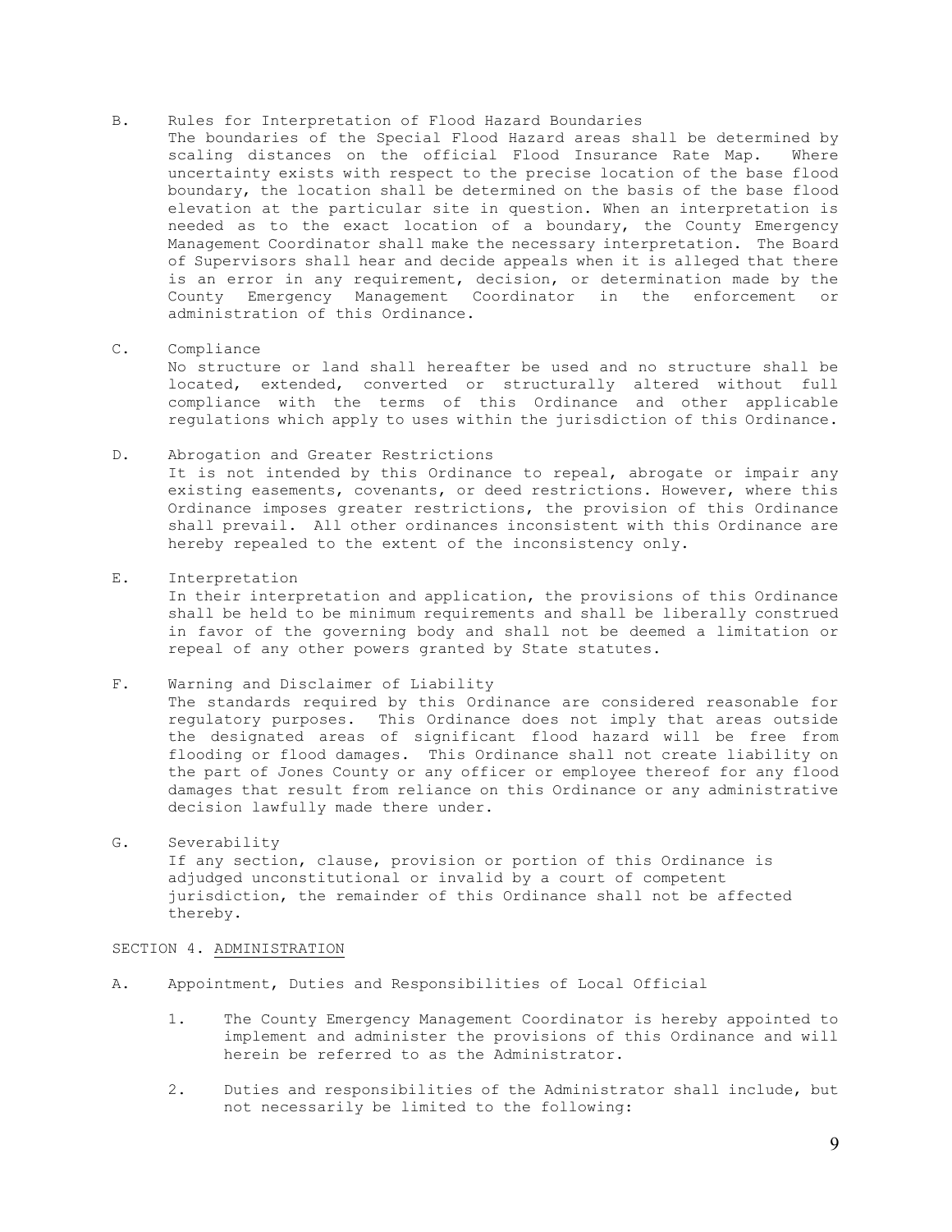B. Rules for Interpretation of Flood Hazard Boundaries

The boundaries of the Special Flood Hazard areas shall be determined by scaling distances on the official Flood Insurance Rate Map. Where uncertainty exists with respect to the precise location of the base flood boundary, the location shall be determined on the basis of the base flood elevation at the particular site in question. When an interpretation is needed as to the exact location of a boundary, the County Emergency Management Coordinator shall make the necessary interpretation. The Board of Supervisors shall hear and decide appeals when it is alleged that there is an error in any requirement, decision, or determination made by the County Emergency Management Coordinator in the enforcement or administration of this Ordinance.

C. Compliance

No structure or land shall hereafter be used and no structure shall be located, extended, converted or structurally altered without full compliance with the terms of this Ordinance and other applicable regulations which apply to uses within the jurisdiction of this Ordinance.

D. Abrogation and Greater Restrictions

It is not intended by this Ordinance to repeal, abrogate or impair any existing easements, covenants, or deed restrictions. However, where this Ordinance imposes greater restrictions, the provision of this Ordinance shall prevail. All other ordinances inconsistent with this Ordinance are hereby repealed to the extent of the inconsistency only.

E. Interpretation

In their interpretation and application, the provisions of this Ordinance shall be held to be minimum requirements and shall be liberally construed in favor of the governing body and shall not be deemed a limitation or repeal of any other powers granted by State statutes.

F. Warning and Disclaimer of Liability

The standards required by this Ordinance are considered reasonable for regulatory purposes. This Ordinance does not imply that areas outside the designated areas of significant flood hazard will be free from flooding or flood damages. This Ordinance shall not create liability on the part of Jones County or any officer or employee thereof for any flood damages that result from reliance on this Ordinance or any administrative decision lawfully made there under.

G. Severability

If any section, clause, provision or portion of this Ordinance is adjudged unconstitutional or invalid by a court of competent jurisdiction, the remainder of this Ordinance shall not be affected thereby.

SECTION 4. <u>ADMINISTRATION</u>

A. Appointment, Duties and Responsibilities of Local Official

1. The County Emergency Management Coordinator is hereby appointed to implement and administer the provisions of this Ordinance and will herein be referred to as the Administrator.

2. Duties and responsibilities of the Administrator shall include, but not necessarily be limited to the following: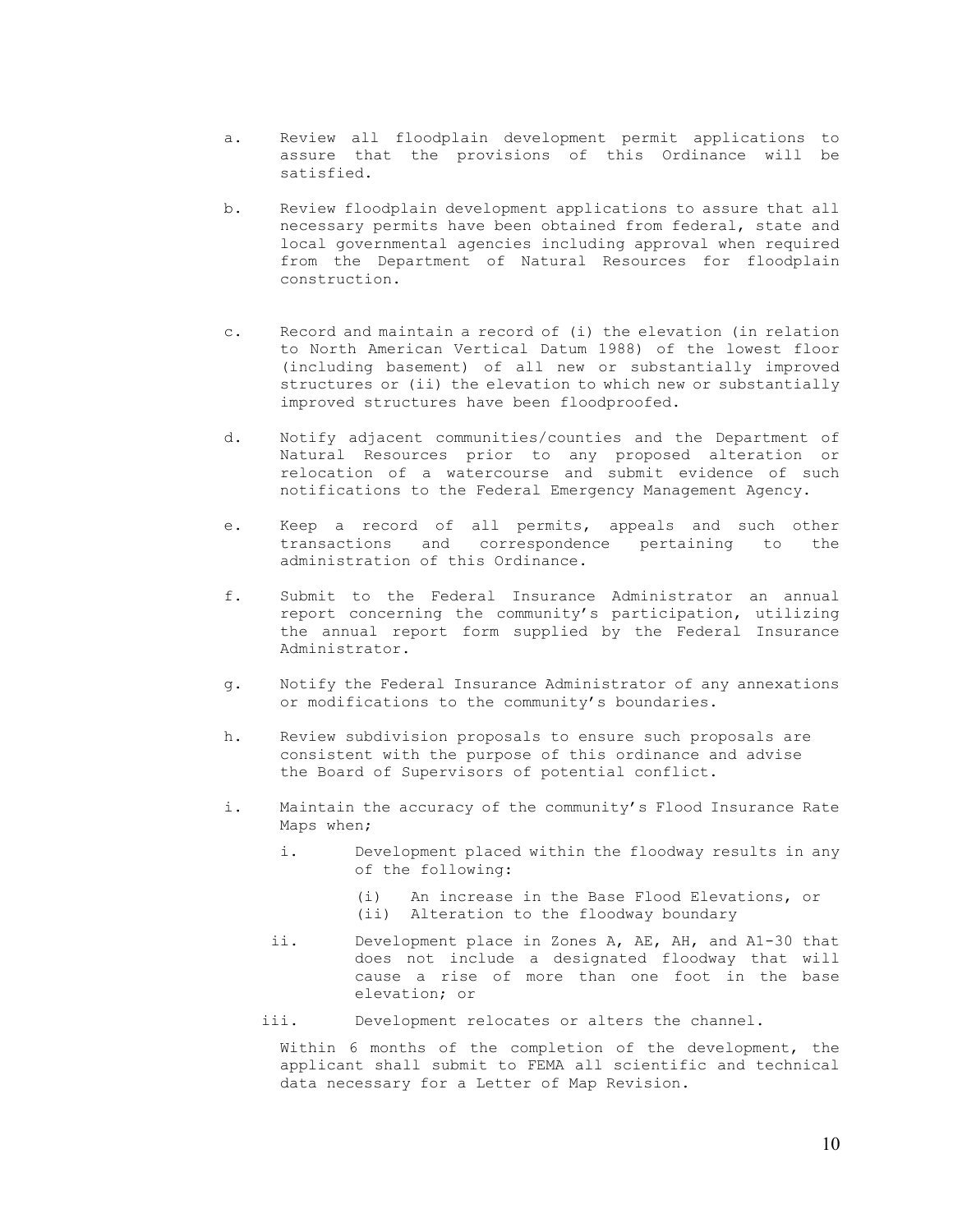a. Review all floodplain development permit applications to assure that the provisions of this Ordinance will be satisfied.

b. Review floodplain development applications to assure that all necessary permits have been obtained from federal, state and local governmental agencies including approval when required from the Department of Natural Resources for floodplain construction.

c. Record and maintain a record of (i) the elevation (in relation to North American Vertical Datum 1988) of the lowest floor (including basement) of all new or substantially improved structures or (ii) the elevation to which new or substantially improved structures have been floodproofed.

d. Notify adjacent communities/counties and the Department of Natural Resources prior to any proposed alteration or relocation of a watercourse and submit evidence of such notifications to the Federal Emergency Management Agency.

e. Keep a record of all permits, appeals and such other transactions and correspondence pertaining to the administration of this Ordinance.

f. Submit to the Federal Insurance Administrator an annual report concerning the community's participation, utilizing the annual report form supplied by the Federal Insurance Administrator.

g. Notify the Federal Insurance Administrator of any annexations or modifications to the community's boundaries.

h. Review subdivision proposals to ensure such proposals are consistent with the purpose of this ordinance and advise the Board of Supervisors of potential conflict.

i. Maintain the accuracy of the community's Flood Insurance Rate Maps when;

   i. Development placed within the floodway results in any of the following:

      (i) An increase in the Base Flood Elevations, or
      (ii) Alteration to the floodway boundary

   ii. Development place in Zones A, AE, AH, and A1-30 that does not include a designated floodway that will cause a rise of more than one foot in the base elevation; or

   iii. Development relocates or alters the channel.

   Within 6 months of the completion of the development, the applicant shall submit to FEMA all scientific and technical data necessary for a Letter of Map Revision.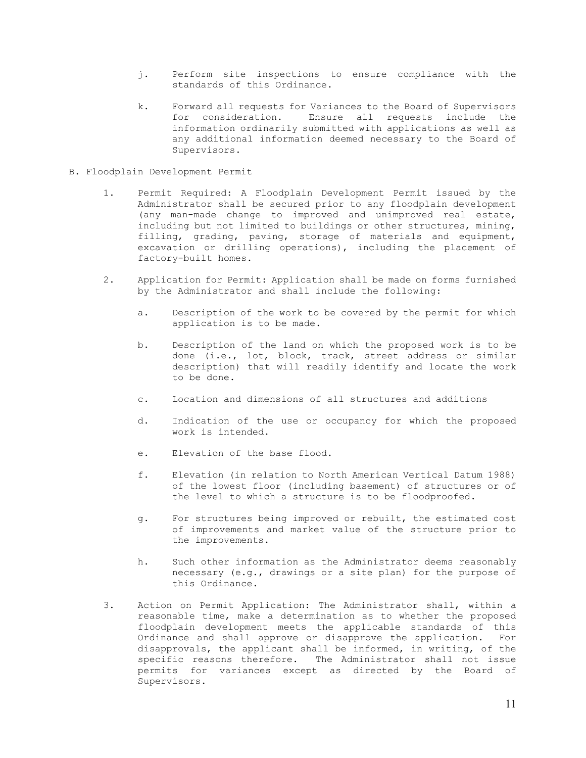j. Perform site inspections to ensure compliance with the standards of this Ordinance.

k. Forward all requests for Variances to the Board of Supervisors for consideration. Ensure all requests include the information ordinarily submitted with applications as well as any additional information deemed necessary to the Board of Supervisors.

B. Floodplain Development Permit

1. Permit Required: A Floodplain Development Permit issued by the Administrator shall be secured prior to any floodplain development (any man-made change to improved and unimproved real estate, including but not limited to buildings or other structures, mining, filling, grading, paving, storage of materials and equipment, excavation or drilling operations), including the placement of factory-built homes.

2. Application for Permit: Application shall be made on forms furnished by the Administrator and shall include the following:

   a. Description of the work to be covered by the permit for which application is to be made.

   b. Description of the land on which the proposed work is to be done (i.e., lot, block, track, street address or similar description) that will readily identify and locate the work to be done.

   c. Location and dimensions of all structures and additions

   d. Indication of the use or occupancy for which the proposed work is intended.

   e. Elevation of the base flood.

   f. Elevation (in relation to North American Vertical Datum 1988) of the lowest floor (including basement) of structures or of the level to which a structure is to be floodproofed.

   g. For structures being improved or rebuilt, the estimated cost of improvements and market value of the structure prior to the improvements.

   h. Such other information as the Administrator deems reasonably necessary (e.g., drawings or a site plan) for the purpose of this Ordinance.

3. Action on Permit Application: The Administrator shall, within a reasonable time, make a determination as to whether the proposed floodplain development meets the applicable standards of this Ordinance and shall approve or disapprove the application. For disapprovals, the applicant shall be informed, in writing, of the specific reasons therefore. The Administrator shall not issue permits for variances except as directed by the Board of Supervisors.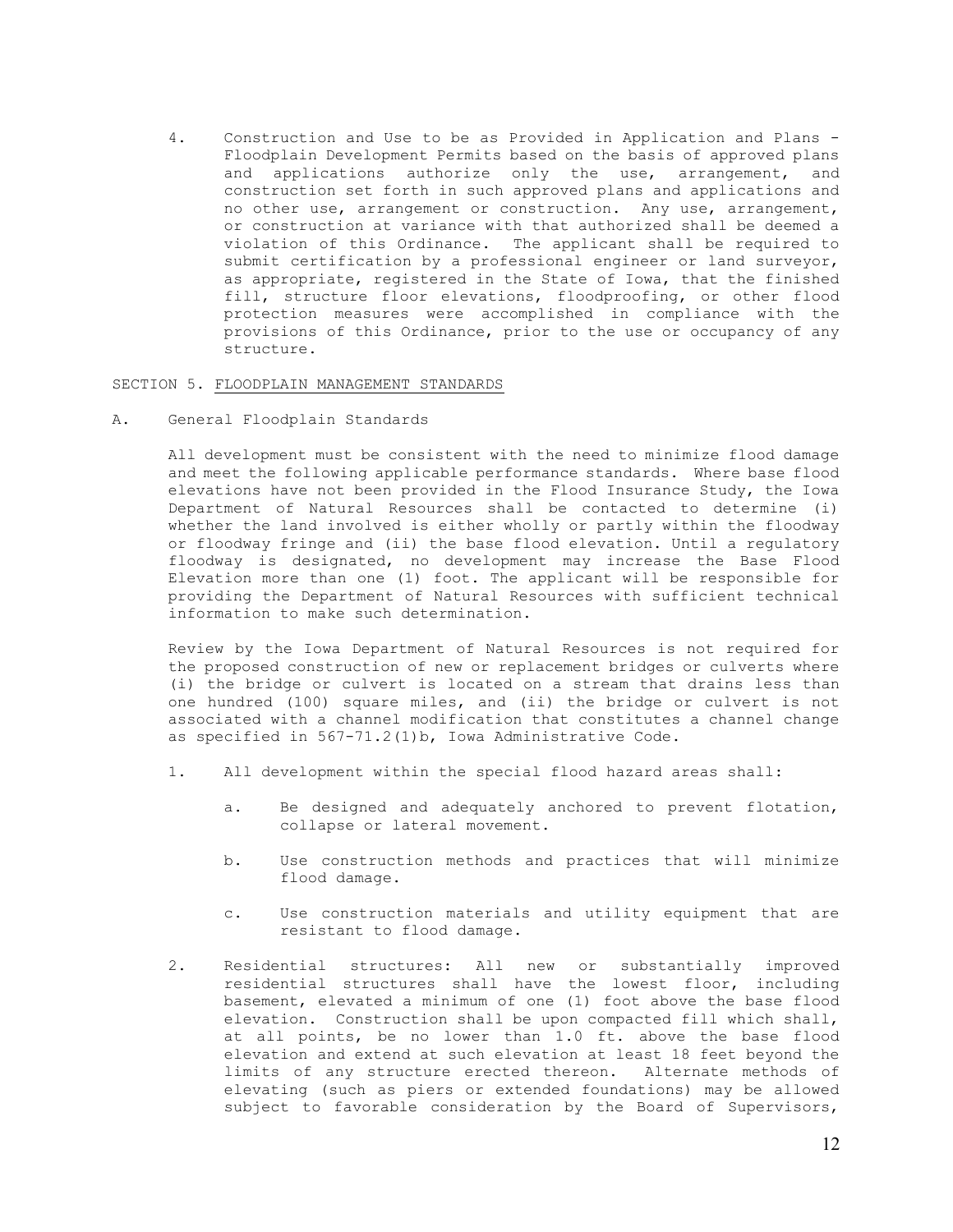4. Construction and Use to be as Provided in Application and Plans - Floodplain Development Permits based on the basis of approved plans and applications authorize only the use, arrangement, and construction set forth in such approved plans and applications and no other use, arrangement or construction. Any use, arrangement, or construction at variance with that authorized shall be deemed a violation of this Ordinance. The applicant shall be required to submit certification by a professional engineer or land surveyor, as appropriate, registered in the State of Iowa, that the finished fill, structure floor elevations, floodproofing, or other flood protection measures were accomplished in compliance with the provisions of this Ordinance, prior to the use or occupancy of any structure.

## SECTION 5. FLOODPLAIN MANAGEMENT STANDARDS

### A. General Floodplain Standards

All development must be consistent with the need to minimize flood damage and meet the following applicable performance standards. Where base flood elevations have not been provided in the Flood Insurance Study, the Iowa Department of Natural Resources shall be contacted to determine (i) whether the land involved is either wholly or partly within the floodway or floodway fringe and (ii) the base flood elevation. Until a regulatory floodway is designated, no development may increase the Base Flood Elevation more than one (1) foot. The applicant will be responsible for providing the Department of Natural Resources with sufficient technical information to make such determination.

Review by the Iowa Department of Natural Resources is not required for the proposed construction of new or replacement bridges or culverts where (i) the bridge or culvert is located on a stream that drains less than one hundred (100) square miles, and (ii) the bridge or culvert is not associated with a channel modification that constitutes a channel change as specified in 567-71.2(1)b, Iowa Administrative Code.

1. All development within the special flood hazard areas shall:

   a. Be designed and adequately anchored to prevent flotation, collapse or lateral movement.

   b. Use construction methods and practices that will minimize flood damage.

   c. Use construction materials and utility equipment that are resistant to flood damage.

2. Residential structures: All new or substantially improved residential structures shall have the lowest floor, including basement, elevated a minimum of one (1) foot above the base flood elevation. Construction shall be upon compacted fill which shall, at all points, be no lower than 1.0 ft. above the base flood elevation and extend at such elevation at least 18 feet beyond the limits of any structure erected thereon. Alternate methods of elevating (such as piers or extended foundations) may be allowed subject to favorable consideration by the Board of Supervisors,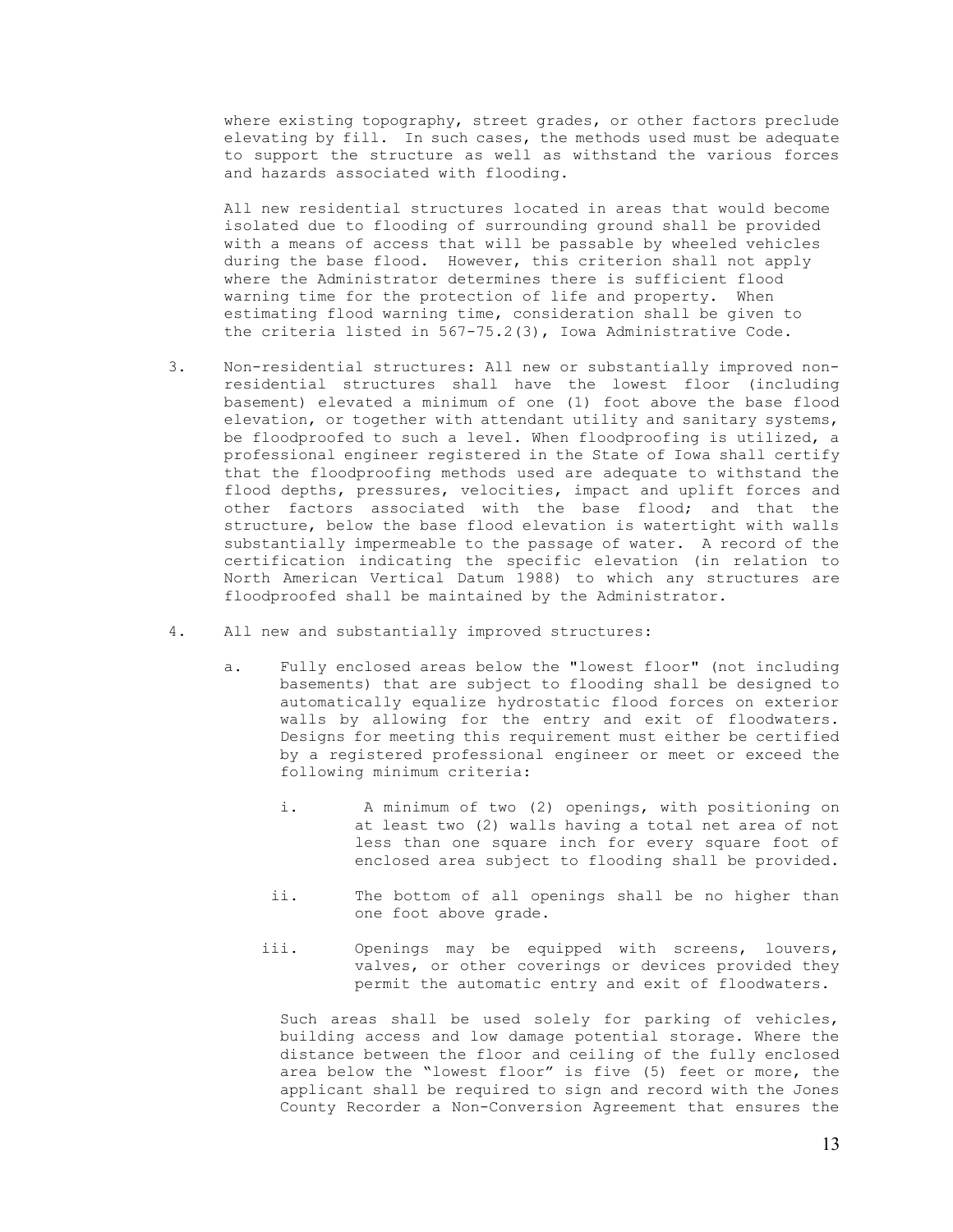where existing topography, street grades, or other factors preclude elevating by fill. In such cases, the methods used must be adequate to support the structure as well as withstand the various forces and hazards associated with flooding.

All new residential structures located in areas that would become isolated due to flooding of surrounding ground shall be provided with a means of access that will be passable by wheeled vehicles during the base flood. However, this criterion shall not apply where the Administrator determines there is sufficient flood warning time for the protection of life and property. When estimating flood warning time, consideration shall be given to the criteria listed in 567-75.2(3), Iowa Administrative Code.

3. Non-residential structures: All new or substantially improved non-residential structures shall have the lowest floor (including basement) elevated a minimum of one (1) foot above the base flood elevation, or together with attendant utility and sanitary systems, be floodproofed to such a level. When floodproofing is utilized, a professional engineer registered in the State of Iowa shall certify that the floodproofing methods used are adequate to withstand the flood depths, pressures, velocities, impact and uplift forces and other factors associated with the base flood; and that the structure, below the base flood elevation is watertight with walls substantially impermeable to the passage of water. A record of the certification indicating the specific elevation (in relation to North American Vertical Datum 1988) to which any structures are floodproofed shall be maintained by the Administrator.

4. All new and substantially improved structures:

   a. Fully enclosed areas below the "lowest floor" (not including basements) that are subject to flooding shall be designed to automatically equalize hydrostatic flood forces on exterior walls by allowing for the entry and exit of floodwaters. Designs for meeting this requirement must either be certified by a registered professional engineer or meet or exceed the following minimum criteria:

      i. A minimum of two (2) openings, with positioning on at least two (2) walls having a total net area of not less than one square inch for every square foot of enclosed area subject to flooding shall be provided.

      ii. The bottom of all openings shall be no higher than one foot above grade.

      iii. Openings may be equipped with screens, louvers, valves, or other coverings or devices provided they permit the automatic entry and exit of floodwaters.

   Such areas shall be used solely for parking of vehicles, building access and low damage potential storage. Where the distance between the floor and ceiling of the fully enclosed area below the "lowest floor" is five (5) feet or more, the applicant shall be required to sign and record with the Jones County Recorder a Non-Conversion Agreement that ensures the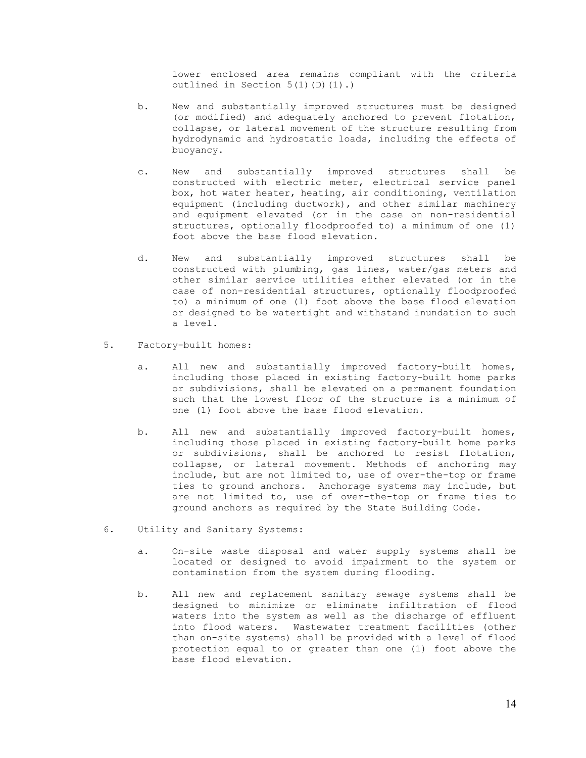lower enclosed area remains compliant with the criteria outlined in Section 5(1)(D)(1).)

b. New and substantially improved structures must be designed (or modified) and adequately anchored to prevent flotation, collapse, or lateral movement of the structure resulting from hydrodynamic and hydrostatic loads, including the effects of buoyancy.

c. New and substantially improved structures shall be constructed with electric meter, electrical service panel box, hot water heater, heating, air conditioning, ventilation equipment (including ductwork), and other similar machinery and equipment elevated (or in the case on non-residential structures, optionally floodproofed to) a minimum of one (1) foot above the base flood elevation.

d. New and substantially improved structures shall be constructed with plumbing, gas lines, water/gas meters and other similar service utilities either elevated (or in the case of non-residential structures, optionally floodproofed to) a minimum of one (1) foot above the base flood elevation or designed to be watertight and withstand inundation to such a level.

5. Factory-built homes:

   a. All new and substantially improved factory-built homes, including those placed in existing factory-built home parks or subdivisions, shall be elevated on a permanent foundation such that the lowest floor of the structure is a minimum of one (1) foot above the base flood elevation.

   b. All new and substantially improved factory-built homes, including those placed in existing factory-built home parks or subdivisions, shall be anchored to resist flotation, collapse, or lateral movement. Methods of anchoring may include, but are not limited to, use of over-the-top or frame ties to ground anchors. Anchorage systems may include, but are not limited to, use of over-the-top or frame ties to ground anchors as required by the State Building Code.

6. Utility and Sanitary Systems:

   a. On-site waste disposal and water supply systems shall be located or designed to avoid impairment to the system or contamination from the system during flooding.

   b. All new and replacement sanitary sewage systems shall be designed to minimize or eliminate infiltration of flood waters into the system as well as the discharge of effluent into flood waters. Wastewater treatment facilities (other than on-site systems) shall be provided with a level of flood protection equal to or greater than one (1) foot above the base flood elevation.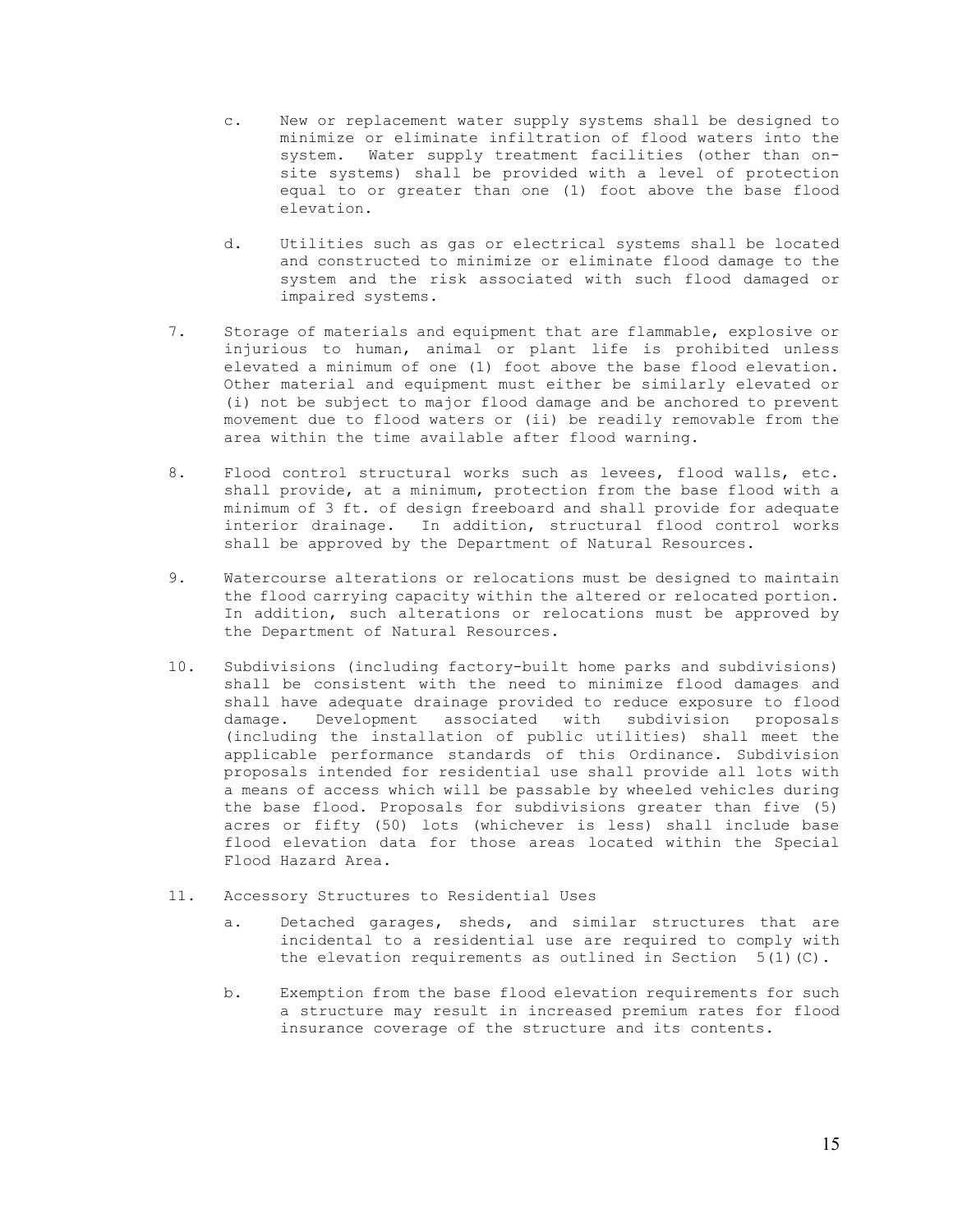c. New or replacement water supply systems shall be designed to minimize or eliminate infiltration of flood waters into the system. Water supply treatment facilities (other than on-site systems) shall be provided with a level of protection equal to or greater than one (1) foot above the base flood elevation.

d. Utilities such as gas or electrical systems shall be located and constructed to minimize or eliminate flood damage to the system and the risk associated with such flood damaged or impaired systems.

7. Storage of materials and equipment that are flammable, explosive or injurious to human, animal or plant life is prohibited unless elevated a minimum of one (1) foot above the base flood elevation. Other material and equipment must either be similarly elevated or (i) not be subject to major flood damage and be anchored to prevent movement due to flood waters or (ii) be readily removable from the area within the time available after flood warning.

8. Flood control structural works such as levees, flood walls, etc. shall provide, at a minimum, protection from the base flood with a minimum of 3 ft. of design freeboard and shall provide for adequate interior drainage. In addition, structural flood control works shall be approved by the Department of Natural Resources.

9. Watercourse alterations or relocations must be designed to maintain the flood carrying capacity within the altered or relocated portion. In addition, such alterations or relocations must be approved by the Department of Natural Resources.

10. Subdivisions (including factory-built home parks and subdivisions) shall be consistent with the need to minimize flood damages and shall have adequate drainage provided to reduce exposure to flood damage. Development associated with subdivision proposals (including the installation of public utilities) shall meet the applicable performance standards of this Ordinance. Subdivision proposals intended for residential use shall provide all lots with a means of access which will be passable by wheeled vehicles during the base flood. Proposals for subdivisions greater than five (5) acres or fifty (50) lots (whichever is less) shall include base flood elevation data for those areas located within the Special Flood Hazard Area.

11. Accessory Structures to Residential Uses

a. Detached garages, sheds, and similar structures that are incidental to a residential use are required to comply with the elevation requirements as outlined in Section 5(1)(C).

b. Exemption from the base flood elevation requirements for such a structure may result in increased premium rates for flood insurance coverage of the structure and its contents.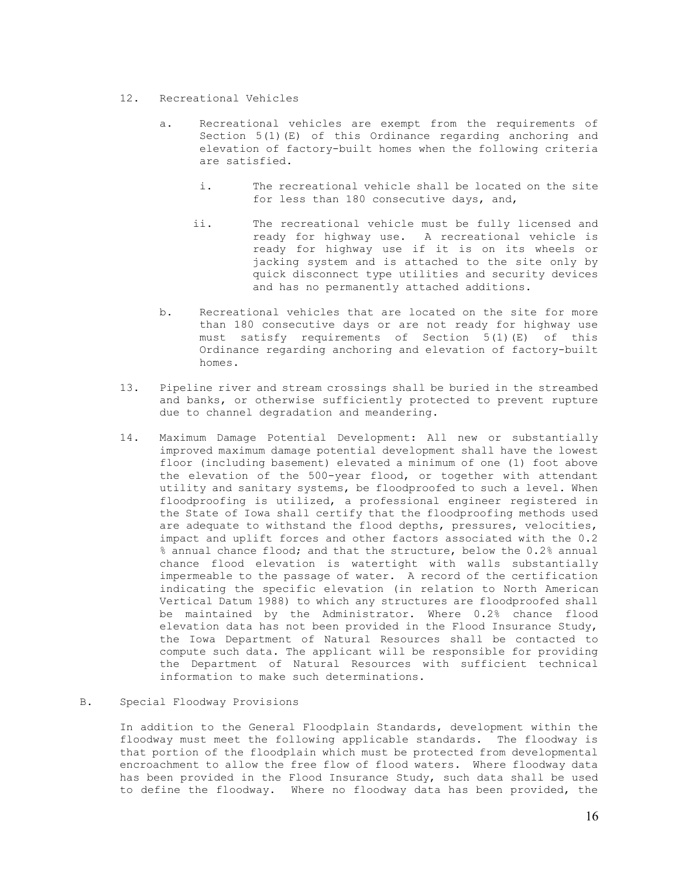12. Recreational Vehicles

    a. Recreational vehicles are exempt from the requirements of Section 5(1)(E) of this Ordinance regarding anchoring and elevation of factory-built homes when the following criteria are satisfied.

        i. The recreational vehicle shall be located on the site for less than 180 consecutive days, and,

        ii. The recreational vehicle must be fully licensed and ready for highway use. A recreational vehicle is ready for highway use if it is on its wheels or jacking system and is attached to the site only by quick disconnect type utilities and security devices and has no permanently attached additions.

    b. Recreational vehicles that are located on the site for more than 180 consecutive days or are not ready for highway use must satisfy requirements of Section 5(1)(E) of this Ordinance regarding anchoring and elevation of factory-built homes.

13. Pipeline river and stream crossings shall be buried in the streambed and banks, or otherwise sufficiently protected to prevent rupture due to channel degradation and meandering.

14. Maximum Damage Potential Development: All new or substantially improved maximum damage potential development shall have the lowest floor (including basement) elevated a minimum of one (1) foot above the elevation of the 500-year flood, or together with attendant utility and sanitary systems, be floodproofed to such a level. When floodproofing is utilized, a professional engineer registered in the State of Iowa shall certify that the floodproofing methods used are adequate to withstand the flood depths, pressures, velocities, impact and uplift forces and other factors associated with the 0.2 % annual chance flood; and that the structure, below the 0.2% annual chance flood elevation is watertight with walls substantially impermeable to the passage of water. A record of the certification indicating the specific elevation (in relation to North American Vertical Datum 1988) to which any structures are floodproofed shall be maintained by the Administrator. Where 0.2% chance flood elevation data has not been provided in the Flood Insurance Study, the Iowa Department of Natural Resources shall be contacted to compute such data. The applicant will be responsible for providing the Department of Natural Resources with sufficient technical information to make such determinations.

B. Special Floodway Provisions

In addition to the General Floodplain Standards, development within the floodway must meet the following applicable standards. The floodway is that portion of the floodplain which must be protected from developmental encroachment to allow the free flow of flood waters. Where floodway data has been provided in the Flood Insurance Study, such data shall be used to define the floodway. Where no floodway data has been provided, the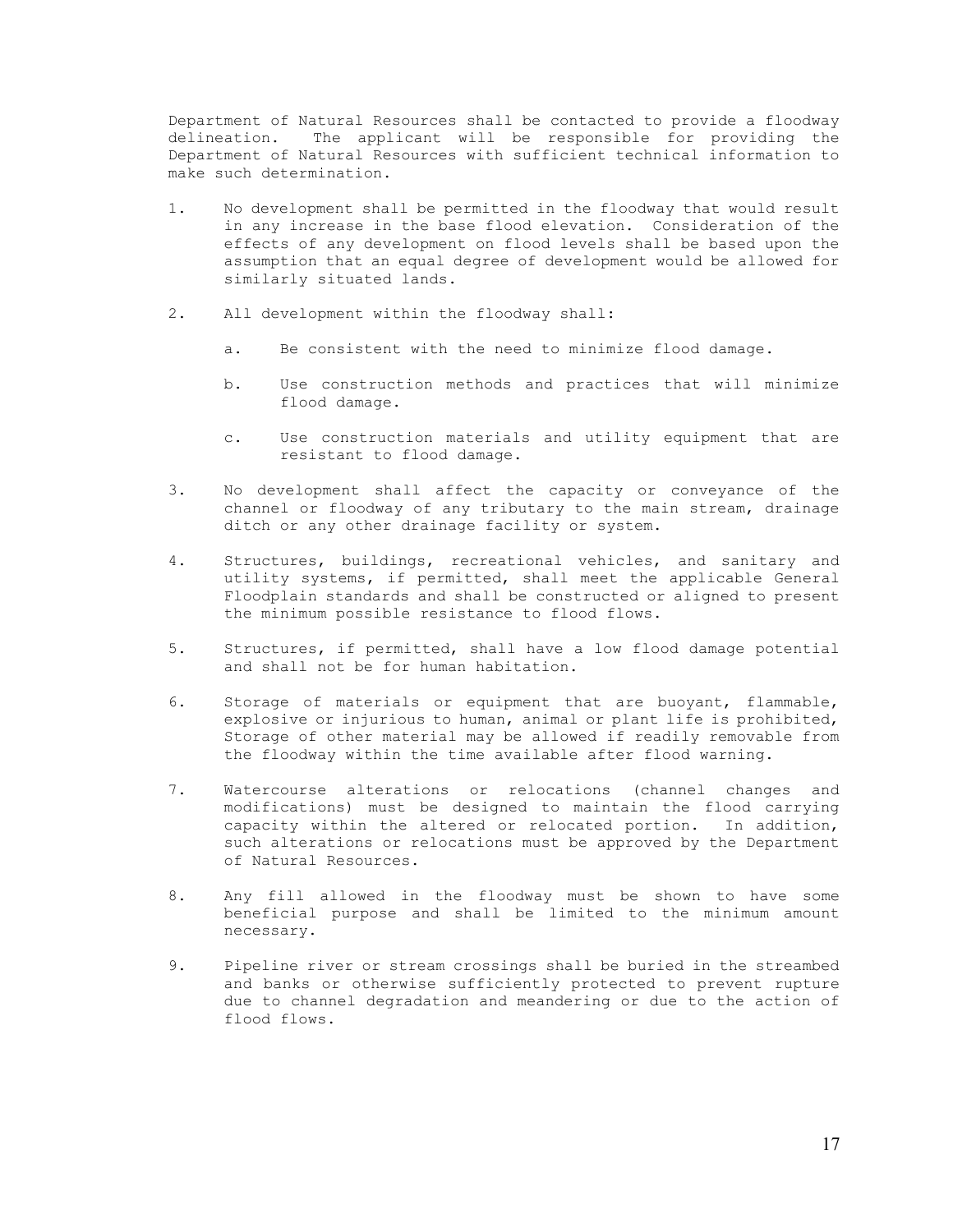Department of Natural Resources shall be contacted to provide a floodway delineation. The applicant will be responsible for providing the Department of Natural Resources with sufficient technical information to make such determination.

1. No development shall be permitted in the floodway that would result in any increase in the base flood elevation. Consideration of the effects of any development on flood levels shall be based upon the assumption that an equal degree of development would be allowed for similarly situated lands.

2. All development within the floodway shall:

   a. Be consistent with the need to minimize flood damage.

   b. Use construction methods and practices that will minimize flood damage.

   c. Use construction materials and utility equipment that are resistant to flood damage.

3. No development shall affect the capacity or conveyance of the channel or floodway of any tributary to the main stream, drainage ditch or any other drainage facility or system.

4. Structures, buildings, recreational vehicles, and sanitary and utility systems, if permitted, shall meet the applicable General Floodplain standards and shall be constructed or aligned to present the minimum possible resistance to flood flows.

5. Structures, if permitted, shall have a low flood damage potential and shall not be for human habitation.

6. Storage of materials or equipment that are buoyant, flammable, explosive or injurious to human, animal or plant life is prohibited, Storage of other material may be allowed if readily removable from the floodway within the time available after flood warning.

7. Watercourse alterations or relocations (channel changes and modifications) must be designed to maintain the flood carrying capacity within the altered or relocated portion. In addition, such alterations or relocations must be approved by the Department of Natural Resources.

8. Any fill allowed in the floodway must be shown to have some beneficial purpose and shall be limited to the minimum amount necessary.

9. Pipeline river or stream crossings shall be buried in the streambed and banks or otherwise sufficiently protected to prevent rupture due to channel degradation and meandering or due to the action of flood flows.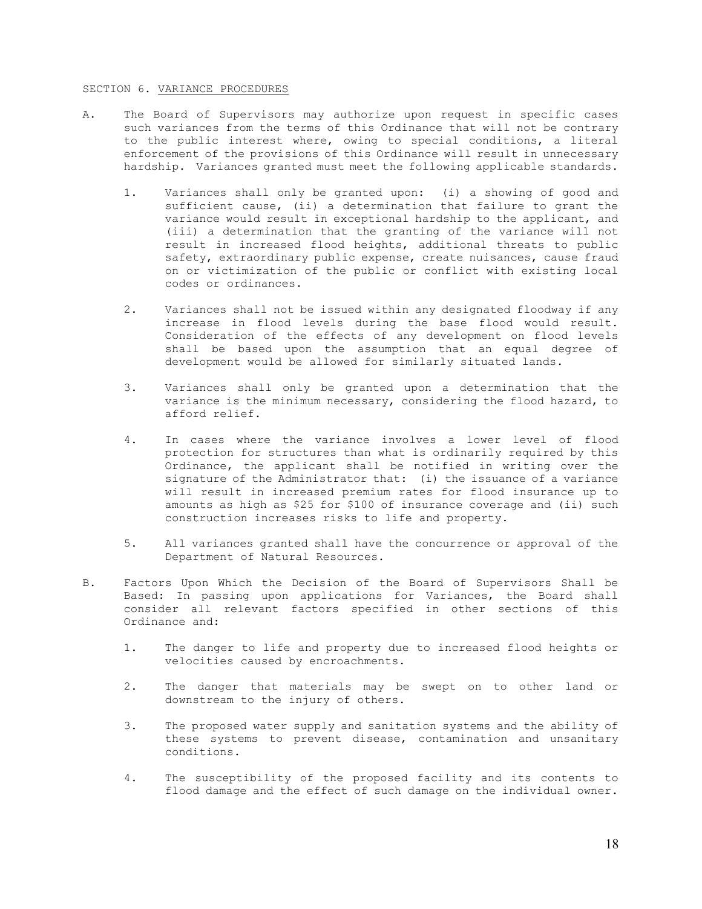## SECTION 6. VARIANCE PROCEDURES

A. The Board of Supervisors may authorize upon request in specific cases such variances from the terms of this Ordinance that will not be contrary to the public interest where, owing to special conditions, a literal enforcement of the provisions of this Ordinance will result in unnecessary hardship. Variances granted must meet the following applicable standards.

   1. Variances shall only be granted upon: (i) a showing of good and sufficient cause, (ii) a determination that failure to grant the variance would result in exceptional hardship to the applicant, and (iii) a determination that the granting of the variance will not result in increased flood heights, additional threats to public safety, extraordinary public expense, create nuisances, cause fraud on or victimization of the public or conflict with existing local codes or ordinances.

   2. Variances shall not be issued within any designated floodway if any increase in flood levels during the base flood would result. Consideration of the effects of any development on flood levels shall be based upon the assumption that an equal degree of development would be allowed for similarly situated lands.

   3. Variances shall only be granted upon a determination that the variance is the minimum necessary, considering the flood hazard, to afford relief.

   4. In cases where the variance involves a lower level of flood protection for structures than what is ordinarily required by this Ordinance, the applicant shall be notified in writing over the signature of the Administrator that: (i) the issuance of a variance will result in increased premium rates for flood insurance up to amounts as high as $25 for $100 of insurance coverage and (ii) such construction increases risks to life and property.

   5. All variances granted shall have the concurrence or approval of the Department of Natural Resources.

B. Factors Upon Which the Decision of the Board of Supervisors Shall be Based: In passing upon applications for Variances, the Board shall consider all relevant factors specified in other sections of this Ordinance and:

   1. The danger to life and property due to increased flood heights or velocities caused by encroachments.

   2. The danger that materials may be swept on to other land or downstream to the injury of others.

   3. The proposed water supply and sanitation systems and the ability of these systems to prevent disease, contamination and unsanitary conditions.

   4. The susceptibility of the proposed facility and its contents to flood damage and the effect of such damage on the individual owner.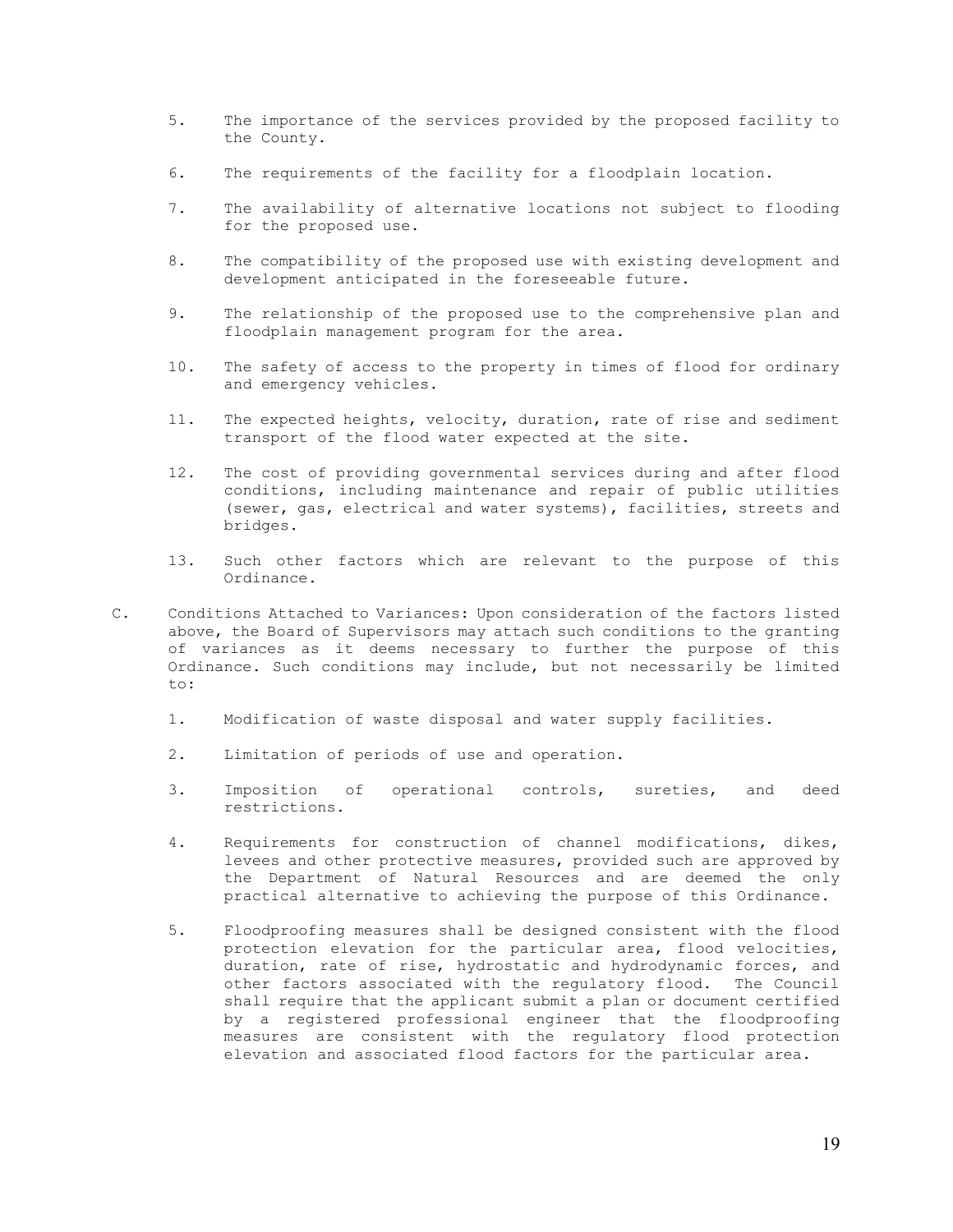5. The importance of the services provided by the proposed facility to the County.

6. The requirements of the facility for a floodplain location.

7. The availability of alternative locations not subject to flooding for the proposed use.

8. The compatibility of the proposed use with existing development and development anticipated in the foreseeable future.

9. The relationship of the proposed use to the comprehensive plan and floodplain management program for the area.

10. The safety of access to the property in times of flood for ordinary and emergency vehicles.

11. The expected heights, velocity, duration, rate of rise and sediment transport of the flood water expected at the site.

12. The cost of providing governmental services during and after flood conditions, including maintenance and repair of public utilities (sewer, gas, electrical and water systems), facilities, streets and bridges.

13. Such other factors which are relevant to the purpose of this Ordinance.

C. Conditions Attached to Variances: Upon consideration of the factors listed above, the Board of Supervisors may attach such conditions to the granting of variances as it deems necessary to further the purpose of this Ordinance. Such conditions may include, but not necessarily be limited to:

   1. Modification of waste disposal and water supply facilities.

   2. Limitation of periods of use and operation.

   3. Imposition of operational controls, sureties, and deed restrictions.

   4. Requirements for construction of channel modifications, dikes, levees and other protective measures, provided such are approved by the Department of Natural Resources and are deemed the only practical alternative to achieving the purpose of this Ordinance.

   5. Floodproofing measures shall be designed consistent with the flood protection elevation for the particular area, flood velocities, duration, rate of rise, hydrostatic and hydrodynamic forces, and other factors associated with the regulatory flood. The Council shall require that the applicant submit a plan or document certified by a registered professional engineer that the floodproofing measures are consistent with the regulatory flood protection elevation and associated flood factors for the particular area.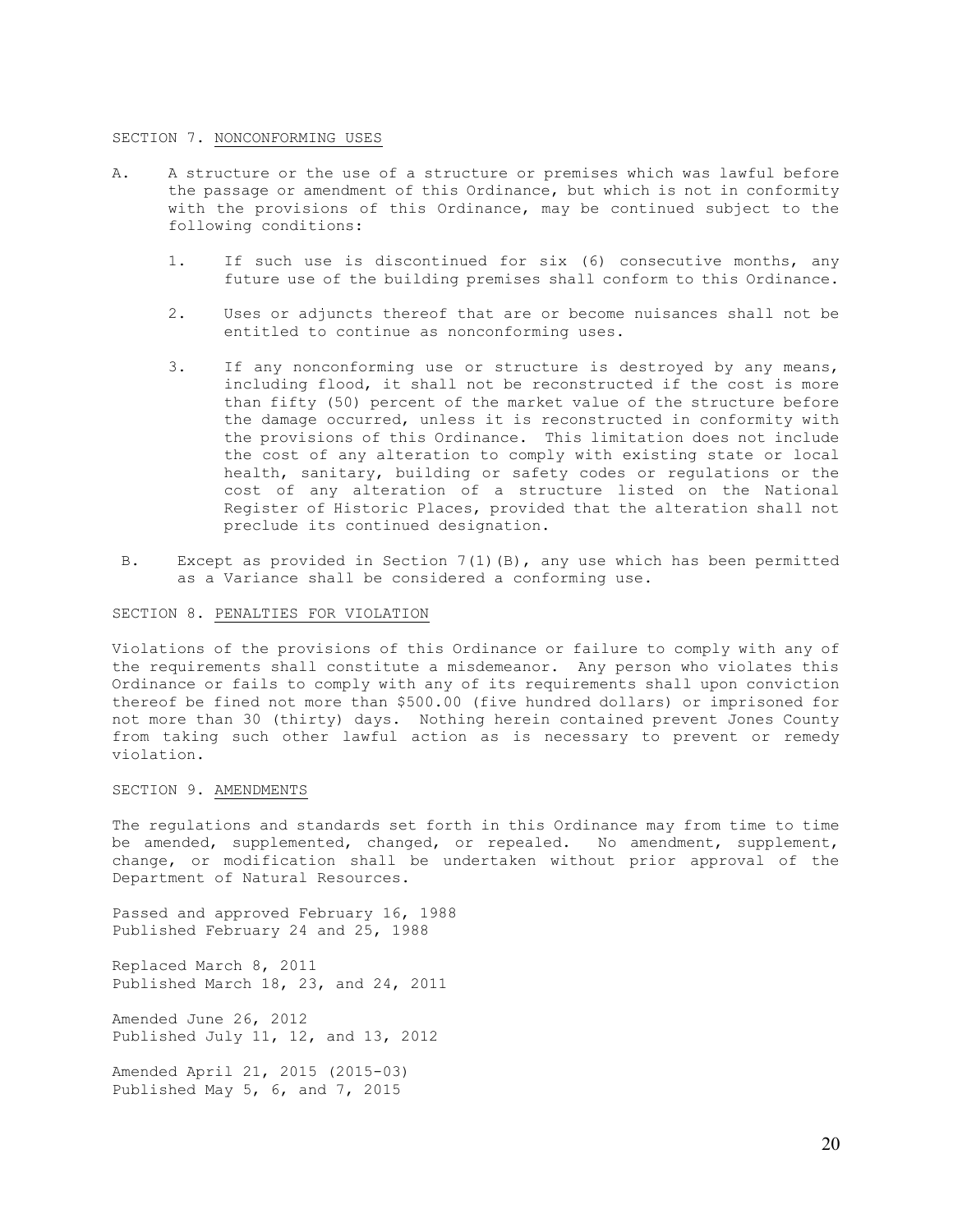## SECTION 7. NONCONFORMING USES

A. A structure or the use of a structure or premises which was lawful before the passage or amendment of this Ordinance, but which is not in conformity with the provisions of this Ordinance, may be continued subject to the following conditions:

1. If such use is discontinued for six (6) consecutive months, any future use of the building premises shall conform to this Ordinance.

2. Uses or adjuncts thereof that are or become nuisances shall not be entitled to continue as nonconforming uses.

3. If any nonconforming use or structure is destroyed by any means, including flood, it shall not be reconstructed if the cost is more than fifty (50) percent of the market value of the structure before the damage occurred, unless it is reconstructed in conformity with the provisions of this Ordinance. This limitation does not include the cost of any alteration to comply with existing state or local health, sanitary, building or safety codes or regulations or the cost of any alteration of a structure listed on the National Register of Historic Places, provided that the alteration shall not preclude its continued designation.

B. Except as provided in Section 7(1)(B), any use which has been permitted as a Variance shall be considered a conforming use.

## SECTION 8. PENALTIES FOR VIOLATION

Violations of the provisions of this Ordinance or failure to comply with any of the requirements shall constitute a misdemeanor. Any person who violates this Ordinance or fails to comply with any of its requirements shall upon conviction thereof be fined not more than $500.00 (five hundred dollars) or imprisoned for not more than 30 (thirty) days. Nothing herein contained prevent Jones County from taking such other lawful action as is necessary to prevent or remedy violation.

## SECTION 9. AMENDMENTS

The regulations and standards set forth in this Ordinance may from time to time be amended, supplemented, changed, or repealed. No amendment, supplement, change, or modification shall be undertaken without prior approval of the Department of Natural Resources.

Passed and approved February 16, 1988
Published February 24 and 25, 1988

Replaced March 8, 2011
Published March 18, 23, and 24, 2011

Amended June 26, 2012
Published July 11, 12, and 13, 2012

Amended April 21, 2015 (2015-03)
Published May 5, 6, and 7, 2015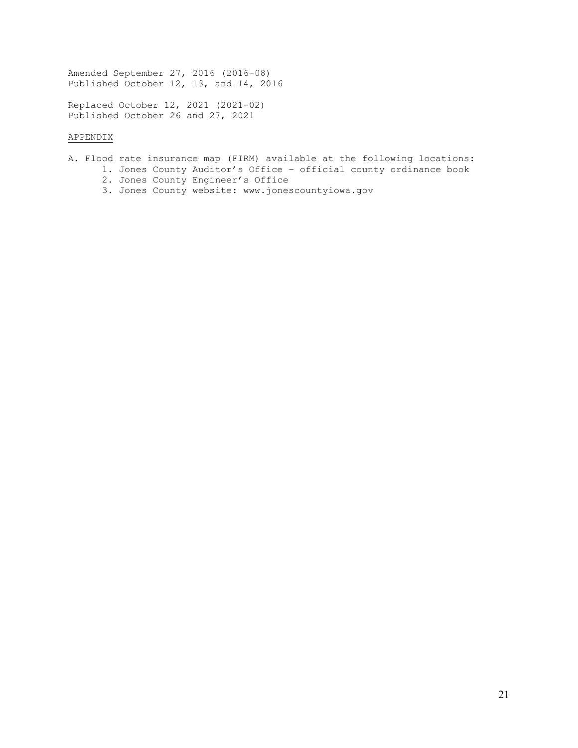Amended September 27, 2016 (2016-08)
Published October 12, 13, and 14, 2016

Replaced October 12, 2021 (2021-02)
Published October 26 and 27, 2021

<u>APPENDIX</u>

A. Flood rate insurance map (FIRM) available at the following locations:
   1. Jones County Auditor's Office – official county ordinance book
   2. Jones County Engineer's Office
   3. Jones County website: www.jonescountyiowa.gov